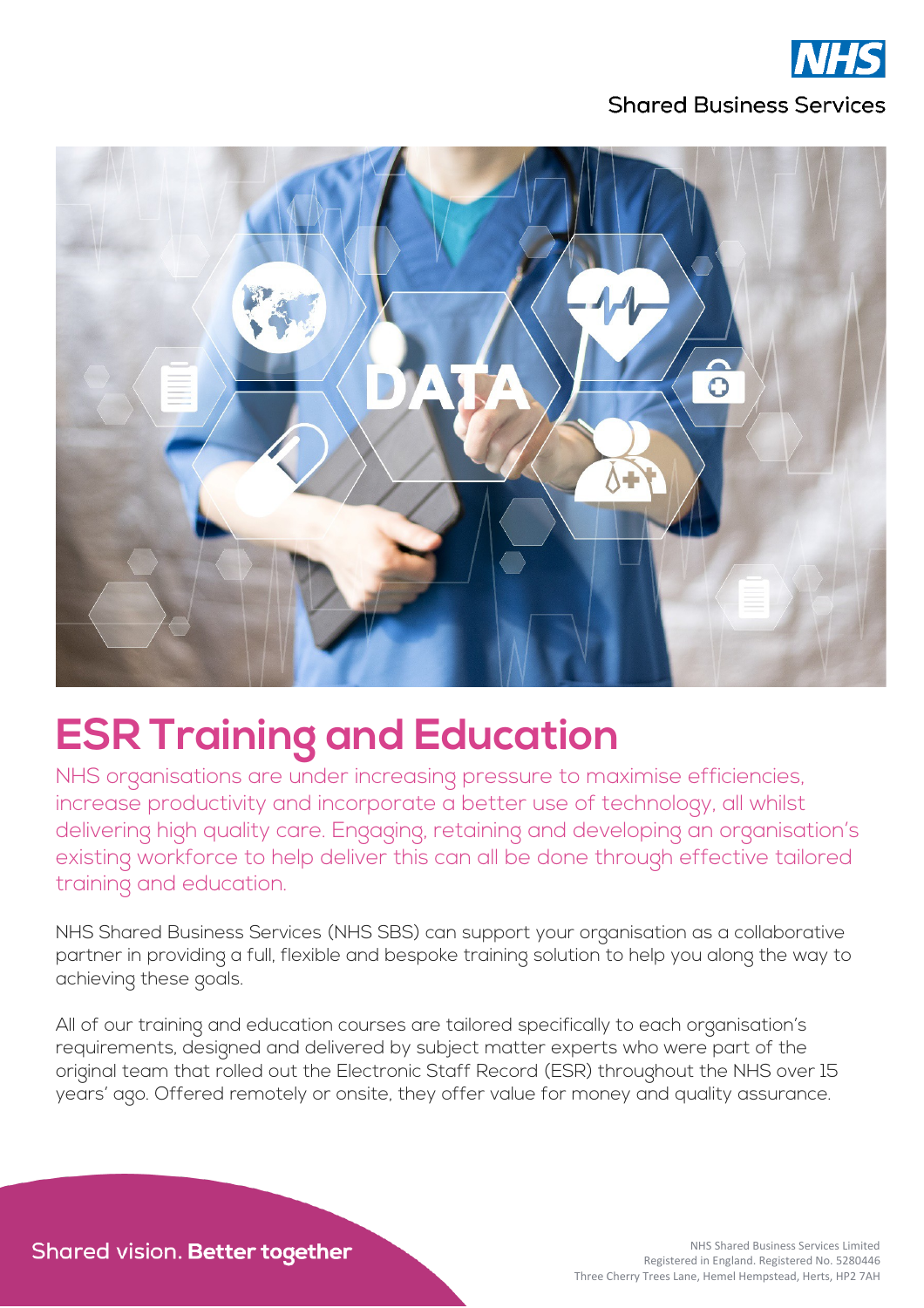NHS

Shared Business Services

# ESR Training and Education

NHS organisations are under increasing pressure to maximise efficiencies, increase productivity and incorporate a better use of technology, all whilst delivering high quality care. Engaging, retaining and developing an organisation's existing workforce to help deliver this can all be done through effective tailored training and education.

NHS Shared Business Services (NHS SBS) can support your organisation as a collaborative partner in providing a full, flexible and bespoke training solution to help you along the way to achieving these goals.

All of our training and education courses are tailored specifically to each organisation's requirements, designed and delivered by subject matter experts who were part of the original team that rolled out the Electronic Staff Record (ESR) throughout the NHS over 15 years' ago. Offered remotely or onsite, they offer value for money and quality assurance.

Shared vision. **Better together**

NHS Shared Business Services Limited
Registered in England. Registered No. 5280446
Three Cherry Trees Lane, Hemel Hempstead, Herts, HP2 7AH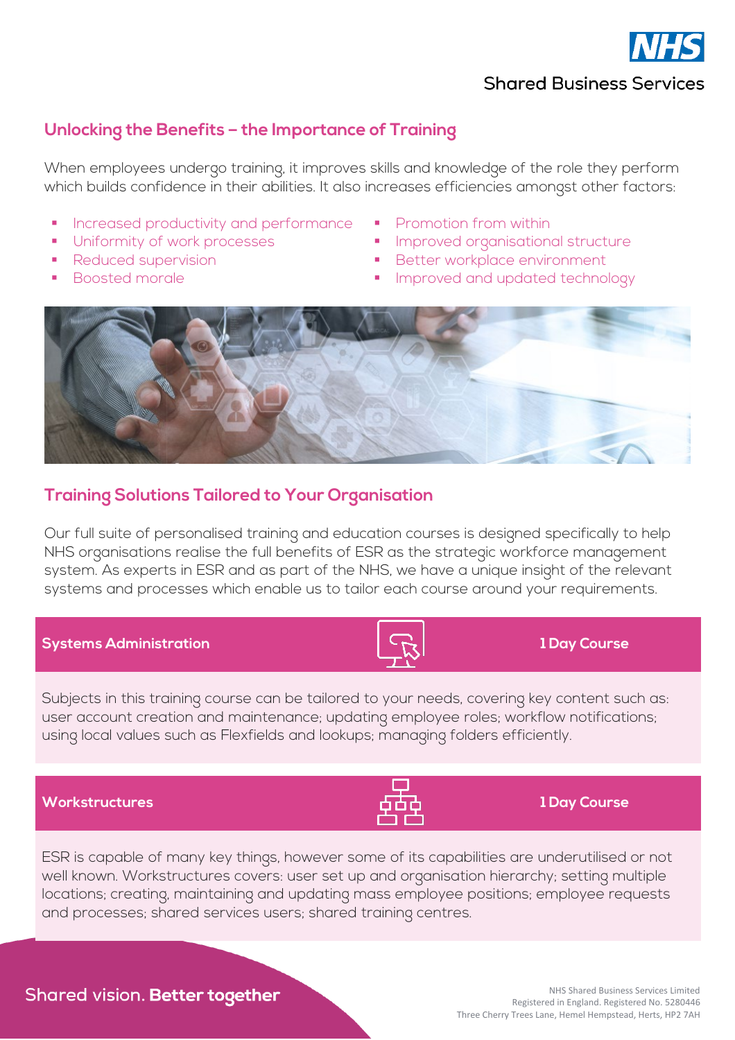## Unlocking the Benefits – the Importance of Training

When employees undergo training, it improves skills and knowledge of the role they perform which builds confidence in their abilities. It also increases efficiencies amongst other factors:

- Increased productivity and performance
- Uniformity of work processes
- Reduced supervision
- Boosted morale
- Promotion from within
- Improved organisational structure
- Better workplace environment
- Improved and updated technology

## Training Solutions Tailored to Your Organisation

Our full suite of personalised training and education courses is designed specifically to help NHS organisations realise the full benefits of ESR as the strategic workforce management system. As experts in ESR and as part of the NHS, we have a unique insight of the relevant systems and processes which enable us to tailor each course around your requirements.

### Systems Administration — 1 Day Course

Subjects in this training course can be tailored to your needs, covering key content such as: user account creation and maintenance; updating employee roles; workflow notifications; using local values such as Flexfields and lookups; managing folders efficiently.

### Workstructures — 1 Day Course

ESR is capable of many key things, however some of its capabilities are underutilised or not well known. Workstructures covers: user set up and organisation hierarchy; setting multiple locations; creating, maintaining and updating mass employee positions; employee requests and processes; shared services users; shared training centres.

Shared vision. **Better together**

NHS Shared Business Services Limited
Registered in England. Registered No. 5280446
Three Cherry Trees Lane, Hemel Hempstead, Herts, HP2 7AH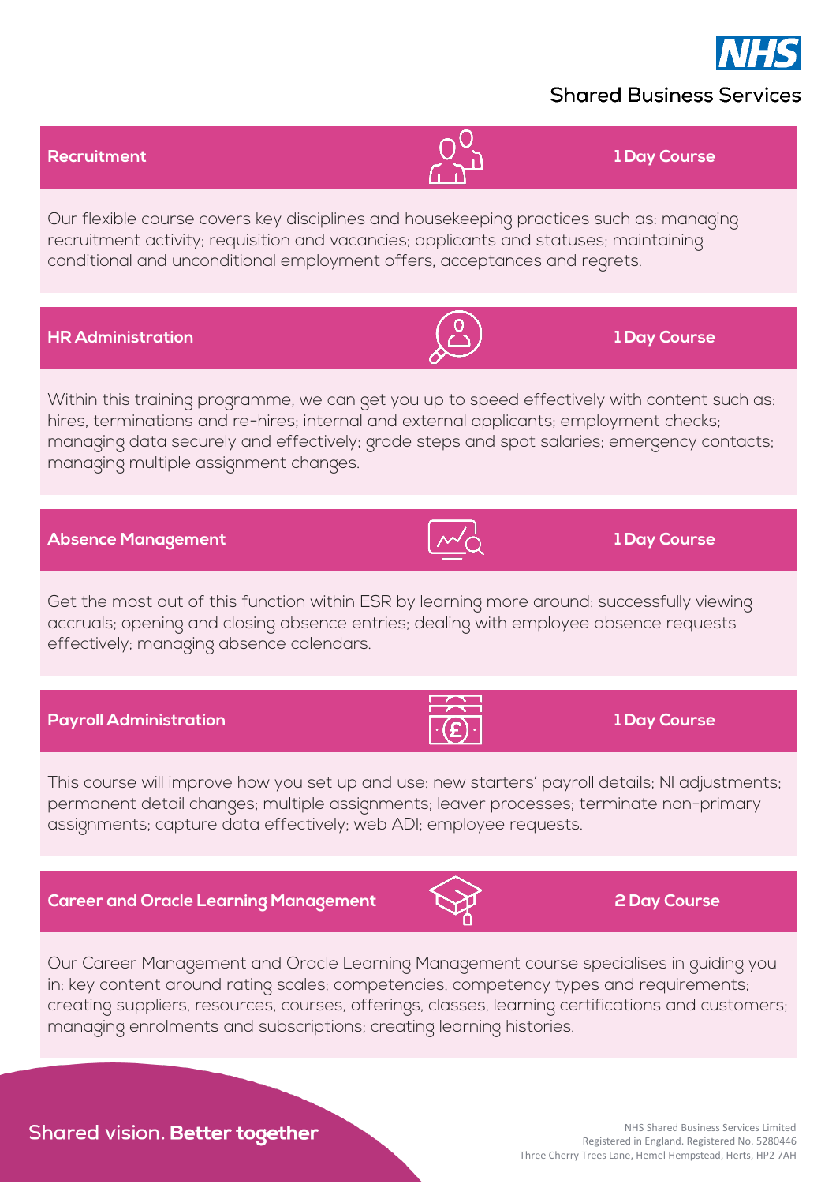## Recruitment

**1 Day Course**

Our flexible course covers key disciplines and housekeeping practices such as: managing recruitment activity; requisition and vacancies; applicants and statuses; maintaining conditional and unconditional employment offers, acceptances and regrets.

## HR Administration

**1 Day Course**

Within this training programme, we can get you up to speed effectively with content such as: hires, terminations and re-hires; internal and external applicants; employment checks; managing data securely and effectively; grade steps and spot salaries; emergency contacts; managing multiple assignment changes.

## Absence Management

**1 Day Course**

Get the most out of this function within ESR by learning more around: successfully viewing accruals; opening and closing absence entries; dealing with employee absence requests effectively; managing absence calendars.

## Payroll Administration

**1 Day Course**

This course will improve how you set up and use: new starters' payroll details; NI adjustments; permanent detail changes; multiple assignments; leaver processes; terminate non-primary assignments; capture data effectively; web ADI; employee requests.

## Career and Oracle Learning Management

**2 Day Course**

Our Career Management and Oracle Learning Management course specialises in guiding you in: key content around rating scales; competencies, competency types and requirements; creating suppliers, resources, courses, offerings, classes, learning certifications and customers; managing enrolments and subscriptions; creating learning histories.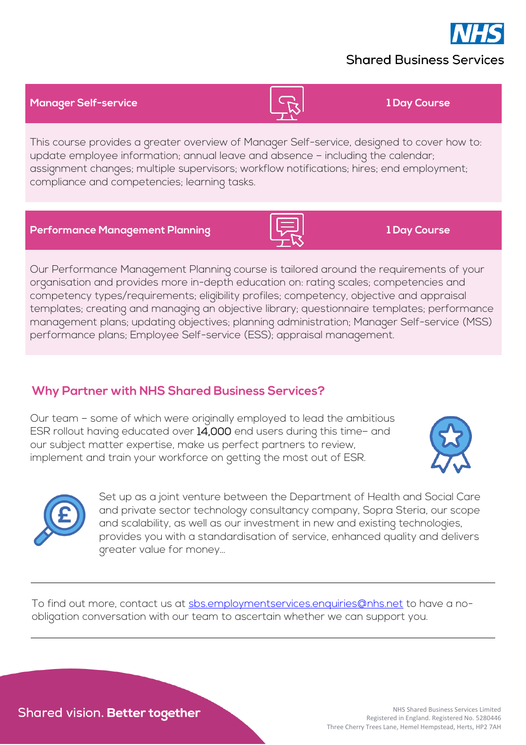NHS Shared Business Services

## Manager Self-service — 1 Day Course

This course provides a greater overview of Manager Self-service, designed to cover how to: update employee information; annual leave and absence – including the calendar; assignment changes; multiple supervisors; workflow notifications; hires; end employment; compliance and competencies; learning tasks.

## Performance Management Planning — 1 Day Course

Our Performance Management Planning course is tailored around the requirements of your organisation and provides more in-depth education on: rating scales; competencies and competency types/requirements; eligibility profiles; competency, objective and appraisal templates; creating and managing an objective library; questionnaire templates; performance management plans; updating objectives; planning administration; Manager Self-service (MSS) performance plans; Employee Self-service (ESS); appraisal management.

## Why Partner with NHS Shared Business Services?

Our team – some of which were originally employed to lead the ambitious ESR rollout having educated over **14,000** end users during this time– and our subject matter expertise, make us perfect partners to review, implement and train your workforce on getting the most out of ESR.

Set up as a joint venture between the Department of Health and Social Care and private sector technology consultancy company, Sopra Steria, our scope and scalability, as well as our investment in new and existing technologies, provides you with a standardisation of service, enhanced quality and delivers greater value for money...

---

To find out more, contact us at [sbs.employmentservices.enquiries@nhs.net](mailto:sbs.employmentservices.enquiries@nhs.net) to have a no-obligation conversation with our team to ascertain whether we can support you.

---

Shared vision. **Better together**

NHS Shared Business Services Limited
Registered in England. Registered No. 5280446
Three Cherry Trees Lane, Hemel Hempstead, Herts, HP2 7AH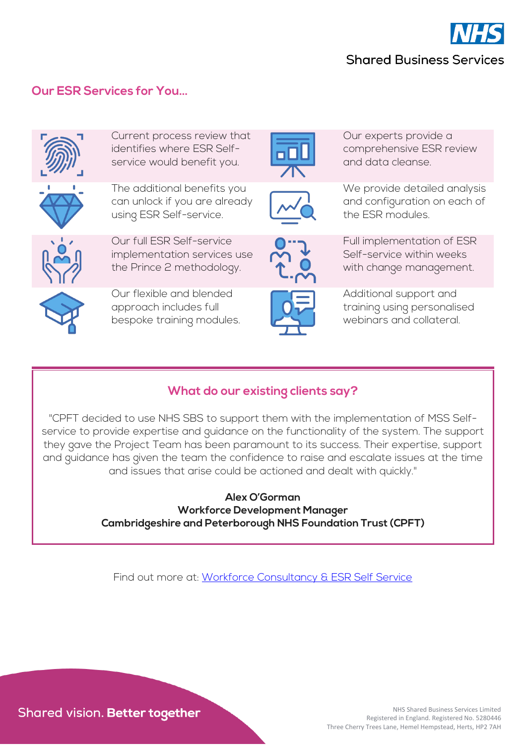## Our ESR Services for You...

| | |
|---|---|
| Current process review that identifies where ESR Self-service would benefit you. | Our experts provide a comprehensive ESR review and data cleanse. |
| The additional benefits you can unlock if you are already using ESR Self-service. | We provide detailed analysis and configuration on each of the ESR modules. |
| Our full ESR Self-service implementation services use the Prince 2 methodology. | Full implementation of ESR Self-service within weeks with change management. |
| Our flexible and blended approach includes full bespoke training modules. | Additional support and training using personalised webinars and collateral. |

## What do our existing clients say?

"CPFT decided to use NHS SBS to support them with the implementation of MSS Self-service to provide expertise and guidance on the functionality of the system. The support they gave the Project Team has been paramount to its success. Their expertise, support and guidance has given the team the confidence to raise and escalate issues at the time and issues that arise could be actioned and dealt with quickly."

**Alex O'Gorman**
**Workforce Development Manager**
**Cambridgeshire and Peterborough NHS Foundation Trust (CPFT)**

Find out more at: [Workforce Consultancy & ESR Self Service]

Shared vision. **Better together**

NHS Shared Business Services Limited
Registered in England. Registered No. 5280446
Three Cherry Trees Lane, Hemel Hempstead, Herts, HP2 7AH